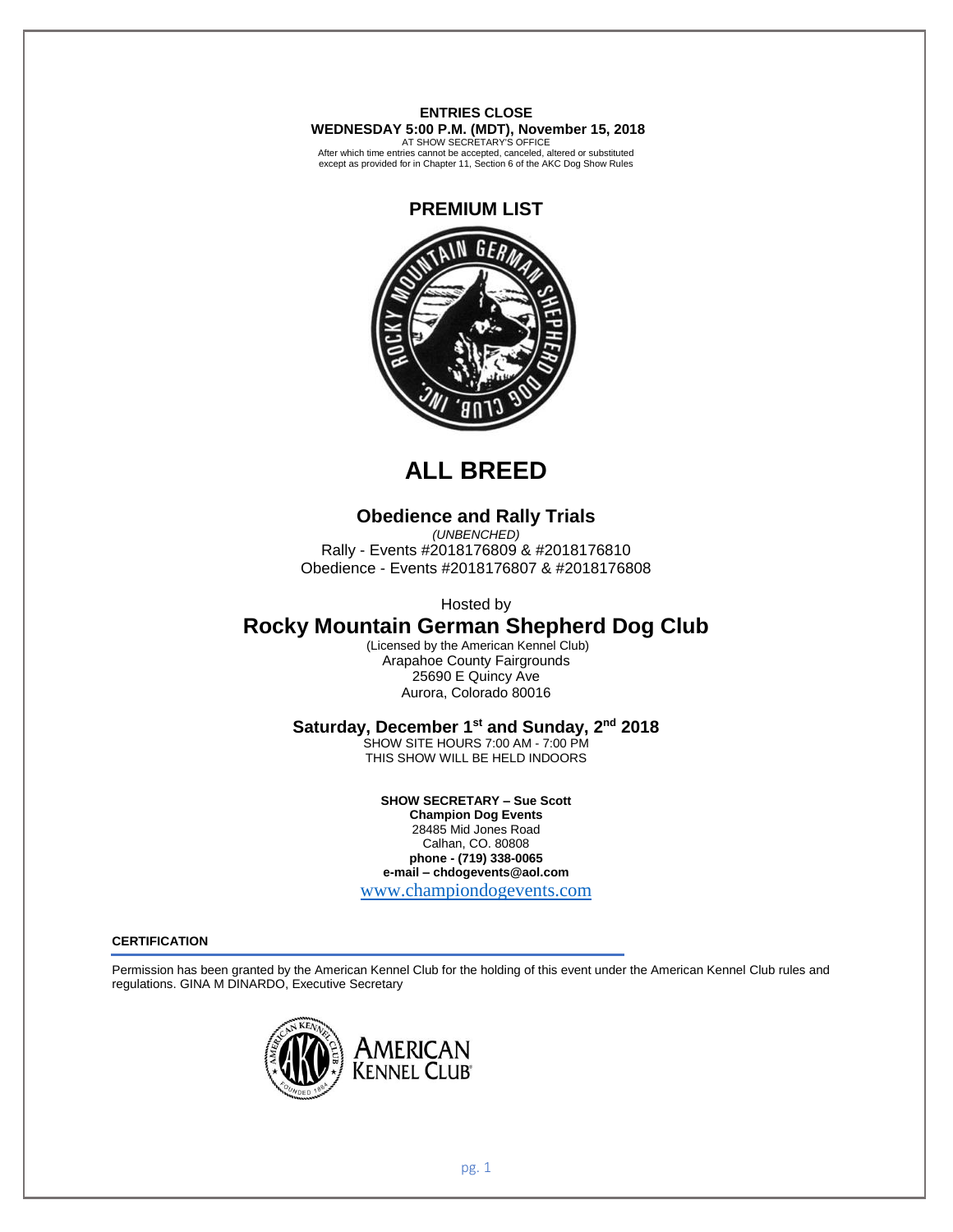**ENTRIES CLOSE**
**WEDNESDAY 5:00 P.M. (MDT), November 15, 2018**
AT SHOW SECRETARY'S OFFICE
After which time entries cannot be accepted, canceled, altered or substituted except as provided for in Chapter 11, Section 6 of the AKC Dog Show Rules

## PREMIUM LIST

# ALL BREED

### Obedience and Rally Trials

*(UNBENCHED)*
Rally - Events #2018176809 & #2018176810
Obedience - Events #2018176807 & #2018176808

Hosted by

## Rocky Mountain German Shepherd Dog Club

(Licensed by the American Kennel Club)
Arapahoe County Fairgrounds
25690 E Quincy Ave
Aurora, Colorado 80016

### Saturday, December 1st and Sunday, 2nd 2018

SHOW SITE HOURS 7:00 AM - 7:00 PM
THIS SHOW WILL BE HELD INDOORS

**SHOW SECRETARY – Sue Scott**
**Champion Dog Events**
28485 Mid Jones Road
Calhan, CO. 80808
**phone - (719) 338-0065**
**e-mail – chdogevents@aol.com**
www.championdogevents.com

**CERTIFICATION**

Permission has been granted by the American Kennel Club for the holding of this event under the American Kennel Club rules and regulations. GINA M DINARDO, Executive Secretary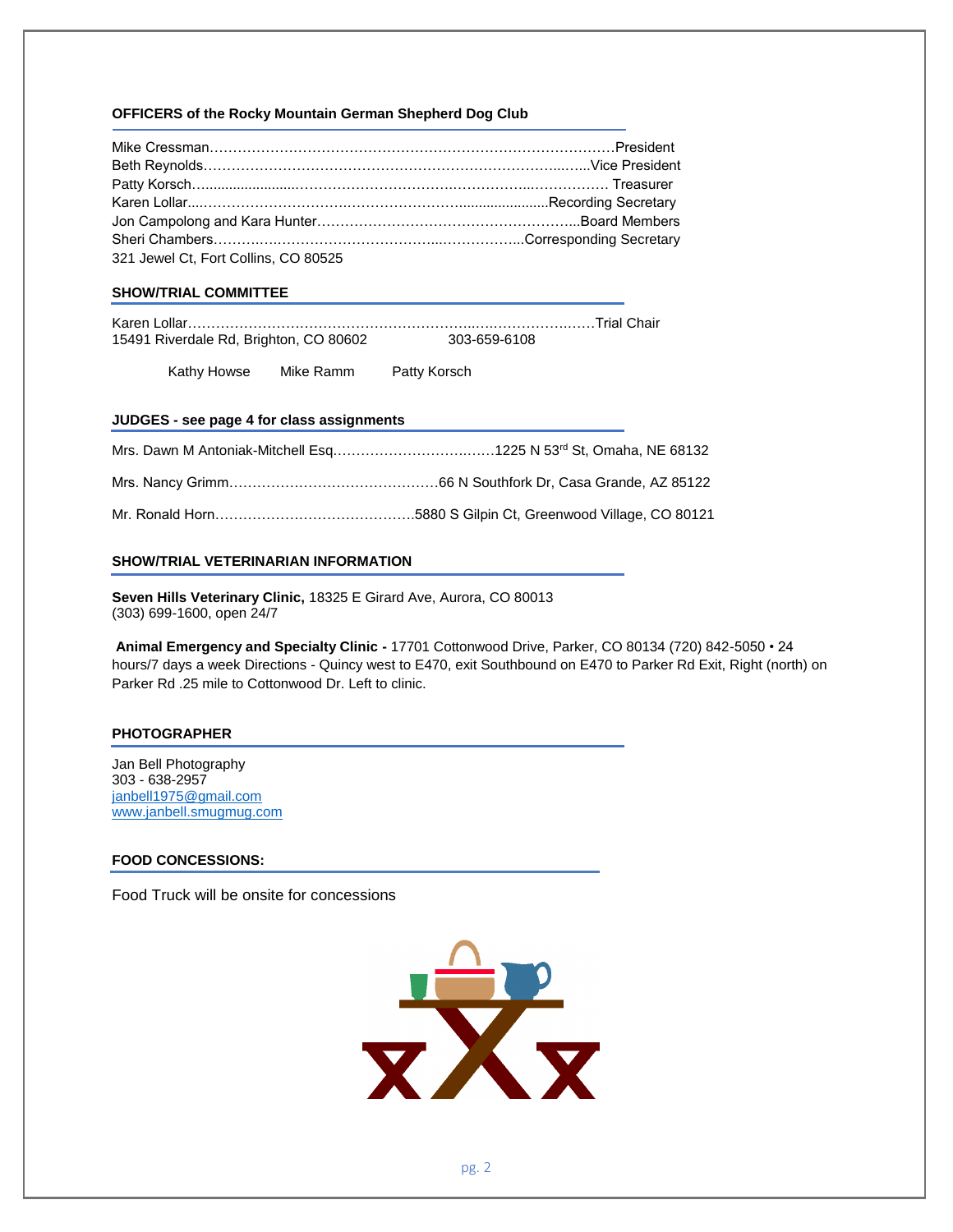### OFFICERS of the Rocky Mountain German Shepherd Dog Club

Mike Cressman……………………………………………………………………………President
Beth Reynolds…………………………………………………………………...…..Vice President
Patty Korsch…......................……………………………….…………...……………. Treasurer
Karen Lollar....……………………….……………………......................Recording Secretary
Jon Campolong and Kara Hunter………………………………………………...Board Members
Sheri Chambers……….….………………………………...……………...Corresponding Secretary
321 Jewel Ct, Fort Collins, CO 80525

### SHOW/TRIAL COMMITTEE

Karen Lollar………………………………………………………..….…………….……Trial Chair
15491 Riverdale Rd, Brighton, CO 80602 303-659-6108

Kathy Howse Mike Ramm Patty Korsch

### JUDGES - see page 4 for class assignments

Mrs. Dawn M Antoniak-Mitchell Esq……………………….……1225 N 53rd St, Omaha, NE 68132

Mrs. Nancy Grimm………………………………………66 N Southfork Dr, Casa Grande, AZ 85122

Mr. Ronald Horn…………………………………….5880 S Gilpin Ct, Greenwood Village, CO 80121

### SHOW/TRIAL VETERINARIAN INFORMATION

**Seven Hills Veterinary Clinic,** 18325 E Girard Ave, Aurora, CO 80013
(303) 699-1600, open 24/7

**Animal Emergency and Specialty Clinic -** 17701 Cottonwood Drive, Parker, CO 80134 (720) 842-5050 • 24 hours/7 days a week Directions - Quincy west to E470, exit Southbound on E470 to Parker Rd Exit, Right (north) on Parker Rd .25 mile to Cottonwood Dr. Left to clinic.

### PHOTOGRAPHER

Jan Bell Photography
303 - 638-2957
janbell1975@gmail.com
www.janbell.smugmug.com

### FOOD CONCESSIONS:

Food Truck will be onsite for concessions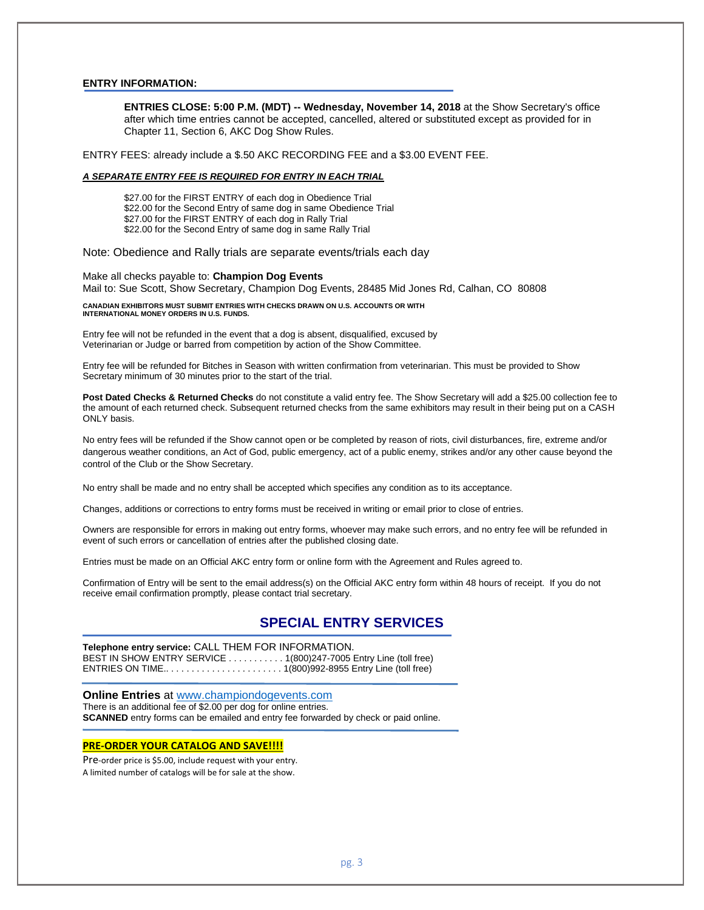## ENTRY INFORMATION:

**ENTRIES CLOSE: 5:00 P.M. (MDT) -- Wednesday, November 14, 2018** at the Show Secretary's office after which time entries cannot be accepted, cancelled, altered or substituted except as provided for in Chapter 11, Section 6, AKC Dog Show Rules.

ENTRY FEES: already include a $.50 AKC RECORDING FEE and a $3.00 EVENT FEE.

***A SEPARATE ENTRY FEE IS REQUIRED FOR ENTRY IN EACH TRIAL***

$27.00 for the FIRST ENTRY of each dog in Obedience Trial
$22.00 for the Second Entry of same dog in same Obedience Trial
$27.00 for the FIRST ENTRY of each dog in Rally Trial
$22.00 for the Second Entry of same dog in same Rally Trial

Note: Obedience and Rally trials are separate events/trials each day

Make all checks payable to: **Champion Dog Events**
Mail to: Sue Scott, Show Secretary, Champion Dog Events, 28485 Mid Jones Rd, Calhan, CO 80808

**CANADIAN EXHIBITORS MUST SUBMIT ENTRIES WITH CHECKS DRAWN ON U.S. ACCOUNTS OR WITH INTERNATIONAL MONEY ORDERS IN U.S. FUNDS.**

Entry fee will not be refunded in the event that a dog is absent, disqualified, excused by Veterinarian or Judge or barred from competition by action of the Show Committee.

Entry fee will be refunded for Bitches in Season with written confirmation from veterinarian. This must be provided to Show Secretary minimum of 30 minutes prior to the start of the trial.

**Post Dated Checks & Returned Checks** do not constitute a valid entry fee. The Show Secretary will add a $25.00 collection fee to the amount of each returned check. Subsequent returned checks from the same exhibitors may result in their being put on a CASH ONLY basis.

No entry fees will be refunded if the Show cannot open or be completed by reason of riots, civil disturbances, fire, extreme and/or dangerous weather conditions, an Act of God, public emergency, act of a public enemy, strikes and/or any other cause beyond the control of the Club or the Show Secretary.

No entry shall be made and no entry shall be accepted which specifies any condition as to its acceptance.

Changes, additions or corrections to entry forms must be received in writing or email prior to close of entries.

Owners are responsible for errors in making out entry forms, whoever may make such errors, and no entry fee will be refunded in event of such errors or cancellation of entries after the published closing date.

Entries must be made on an Official AKC entry form or online form with the Agreement and Rules agreed to.

Confirmation of Entry will be sent to the email address(s) on the Official AKC entry form within 48 hours of receipt. If you do not receive email confirmation promptly, please contact trial secretary.

## SPECIAL ENTRY SERVICES

**Telephone entry service:** CALL THEM FOR INFORMATION.
BEST IN SHOW ENTRY SERVICE . . . . . . . . . . . 1(800)247-7005 Entry Line (toll free)
ENTRIES ON TIME.. . . . . . . . . . . . . . . . . . . . . . . 1(800)992-8955 Entry Line (toll free)

**Online Entries** at www.championdogevents.com
There is an additional fee of $2.00 per dog for online entries.
**SCANNED** entry forms can be emailed and entry fee forwarded by check or paid online.

**PRE-ORDER YOUR CATALOG AND SAVE!!!!**

Pre-order price is $5.00, include request with your entry.
A limited number of catalogs will be for sale at the show.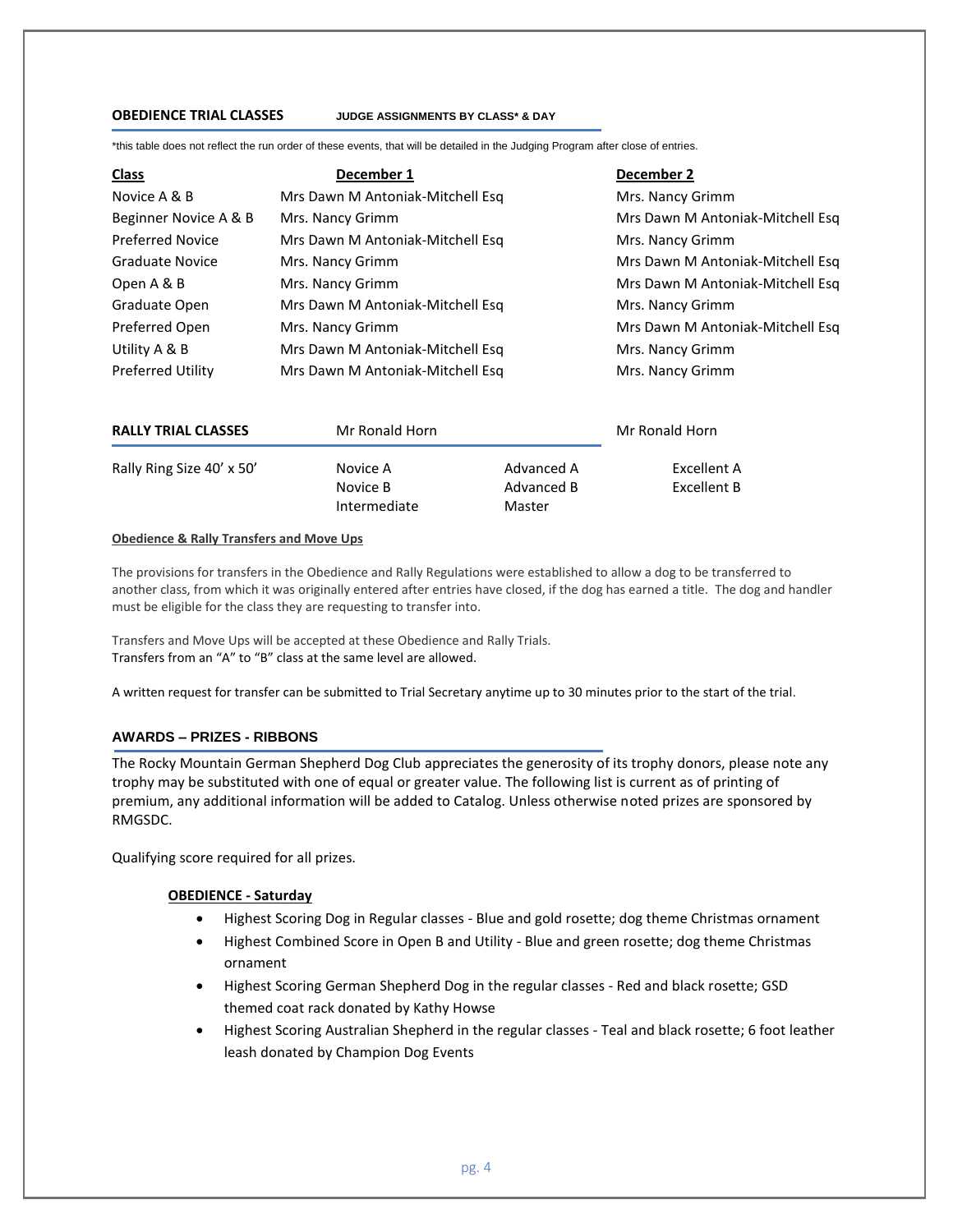## OBEDIENCE TRIAL CLASSES JUDGE ASSIGNMENTS BY CLASS* & DAY

*this table does not reflect the run order of these events, that will be detailed in the Judging Program after close of entries.

| Class | December 1 | December 2 |
|---|---|---|
| Novice A & B | Mrs Dawn M Antoniak-Mitchell Esq | Mrs. Nancy Grimm |
| Beginner Novice A & B | Mrs. Nancy Grimm | Mrs Dawn M Antoniak-Mitchell Esq |
| Preferred Novice | Mrs Dawn M Antoniak-Mitchell Esq | Mrs. Nancy Grimm |
| Graduate Novice | Mrs. Nancy Grimm | Mrs Dawn M Antoniak-Mitchell Esq |
| Open A & B | Mrs. Nancy Grimm | Mrs Dawn M Antoniak-Mitchell Esq |
| Graduate Open | Mrs Dawn M Antoniak-Mitchell Esq | Mrs. Nancy Grimm |
| Preferred Open | Mrs. Nancy Grimm | Mrs Dawn M Antoniak-Mitchell Esq |
| Utility A & B | Mrs Dawn M Antoniak-Mitchell Esq | Mrs. Nancy Grimm |
| Preferred Utility | Mrs Dawn M Antoniak-Mitchell Esq | Mrs. Nancy Grimm |

| RALLY TRIAL CLASSES | Mr Ronald Horn | | Mr Ronald Horn |
|---|---|---|---|
| Rally Ring Size 40' x 50' | Novice A<br>Novice B<br>Intermediate | Advanced A<br>Advanced B<br>Master | Excellent A<br>Excellent B |

**Obedience & Rally Transfers and Move Ups**

The provisions for transfers in the Obedience and Rally Regulations were established to allow a dog to be transferred to another class, from which it was originally entered after entries have closed, if the dog has earned a title. The dog and handler must be eligible for the class they are requesting to transfer into.

Transfers and Move Ups will be accepted at these Obedience and Rally Trials.
Transfers from an "A" to "B" class at the same level are allowed.

A written request for transfer can be submitted to Trial Secretary anytime up to 30 minutes prior to the start of the trial.

## AWARDS – PRIZES - RIBBONS

The Rocky Mountain German Shepherd Dog Club appreciates the generosity of its trophy donors, please note any trophy may be substituted with one of equal or greater value. The following list is current as of printing of premium, any additional information will be added to Catalog. Unless otherwise noted prizes are sponsored by RMGSDC.

Qualifying score required for all prizes.

**OBEDIENCE - Saturday**

- Highest Scoring Dog in Regular classes - Blue and gold rosette; dog theme Christmas ornament
- Highest Combined Score in Open B and Utility - Blue and green rosette; dog theme Christmas ornament
- Highest Scoring German Shepherd Dog in the regular classes - Red and black rosette; GSD themed coat rack donated by Kathy Howse
- Highest Scoring Australian Shepherd in the regular classes - Teal and black rosette; 6 foot leather leash donated by Champion Dog Events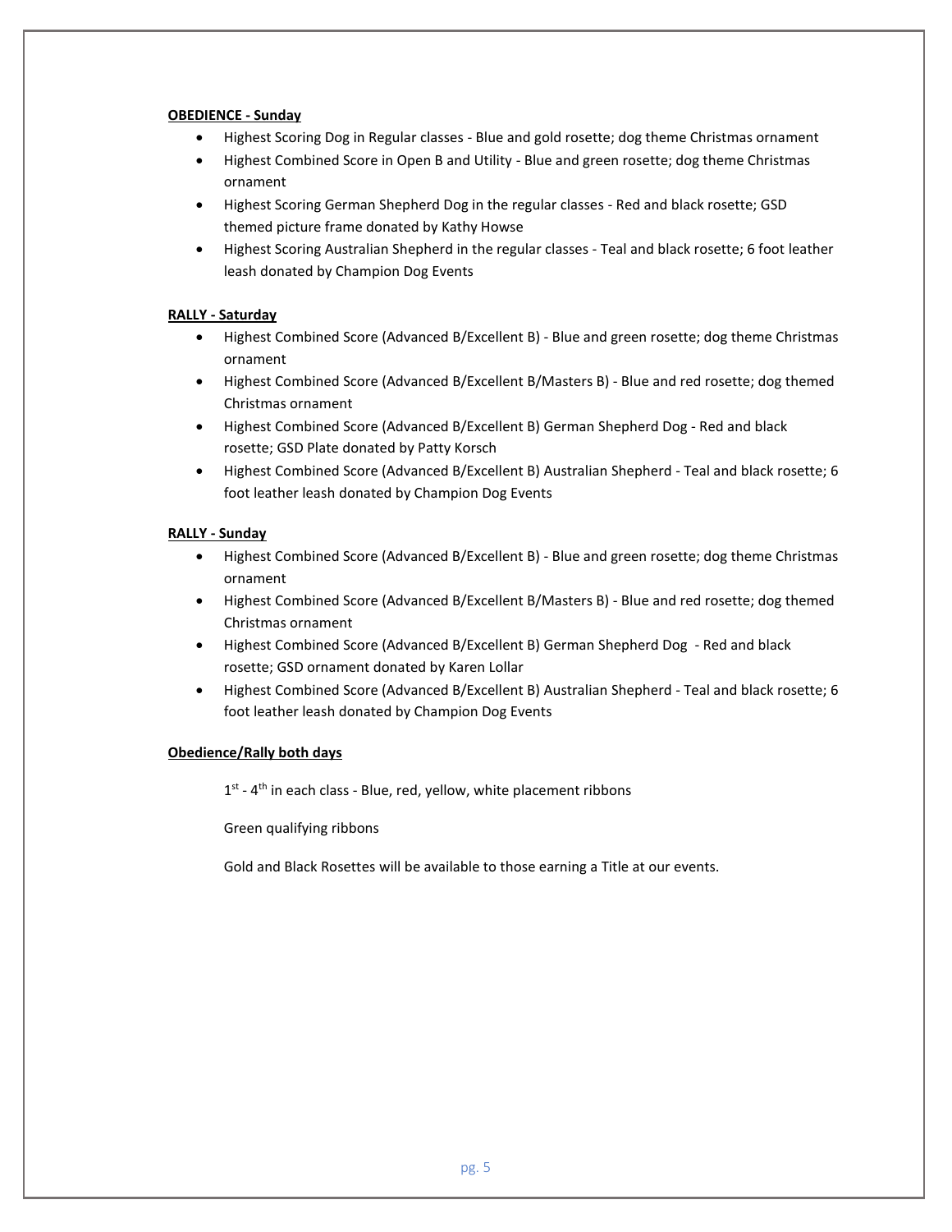**OBEDIENCE - Sunday**

- Highest Scoring Dog in Regular classes - Blue and gold rosette; dog theme Christmas ornament
- Highest Combined Score in Open B and Utility - Blue and green rosette; dog theme Christmas ornament
- Highest Scoring German Shepherd Dog in the regular classes - Red and black rosette; GSD themed picture frame donated by Kathy Howse
- Highest Scoring Australian Shepherd in the regular classes - Teal and black rosette; 6 foot leather leash donated by Champion Dog Events

**RALLY - Saturday**

- Highest Combined Score (Advanced B/Excellent B) - Blue and green rosette; dog theme Christmas ornament
- Highest Combined Score (Advanced B/Excellent B/Masters B) - Blue and red rosette; dog themed Christmas ornament
- Highest Combined Score (Advanced B/Excellent B) German Shepherd Dog - Red and black rosette; GSD Plate donated by Patty Korsch
- Highest Combined Score (Advanced B/Excellent B) Australian Shepherd - Teal and black rosette; 6 foot leather leash donated by Champion Dog Events

**RALLY - Sunday**

- Highest Combined Score (Advanced B/Excellent B) - Blue and green rosette; dog theme Christmas ornament
- Highest Combined Score (Advanced B/Excellent B/Masters B) - Blue and red rosette; dog themed Christmas ornament
- Highest Combined Score (Advanced B/Excellent B) German Shepherd Dog - Red and black rosette; GSD ornament donated by Karen Lollar
- Highest Combined Score (Advanced B/Excellent B) Australian Shepherd - Teal and black rosette; 6 foot leather leash donated by Champion Dog Events

**Obedience/Rally both days**

1st - 4th in each class - Blue, red, yellow, white placement ribbons

Green qualifying ribbons

Gold and Black Rosettes will be available to those earning a Title at our events.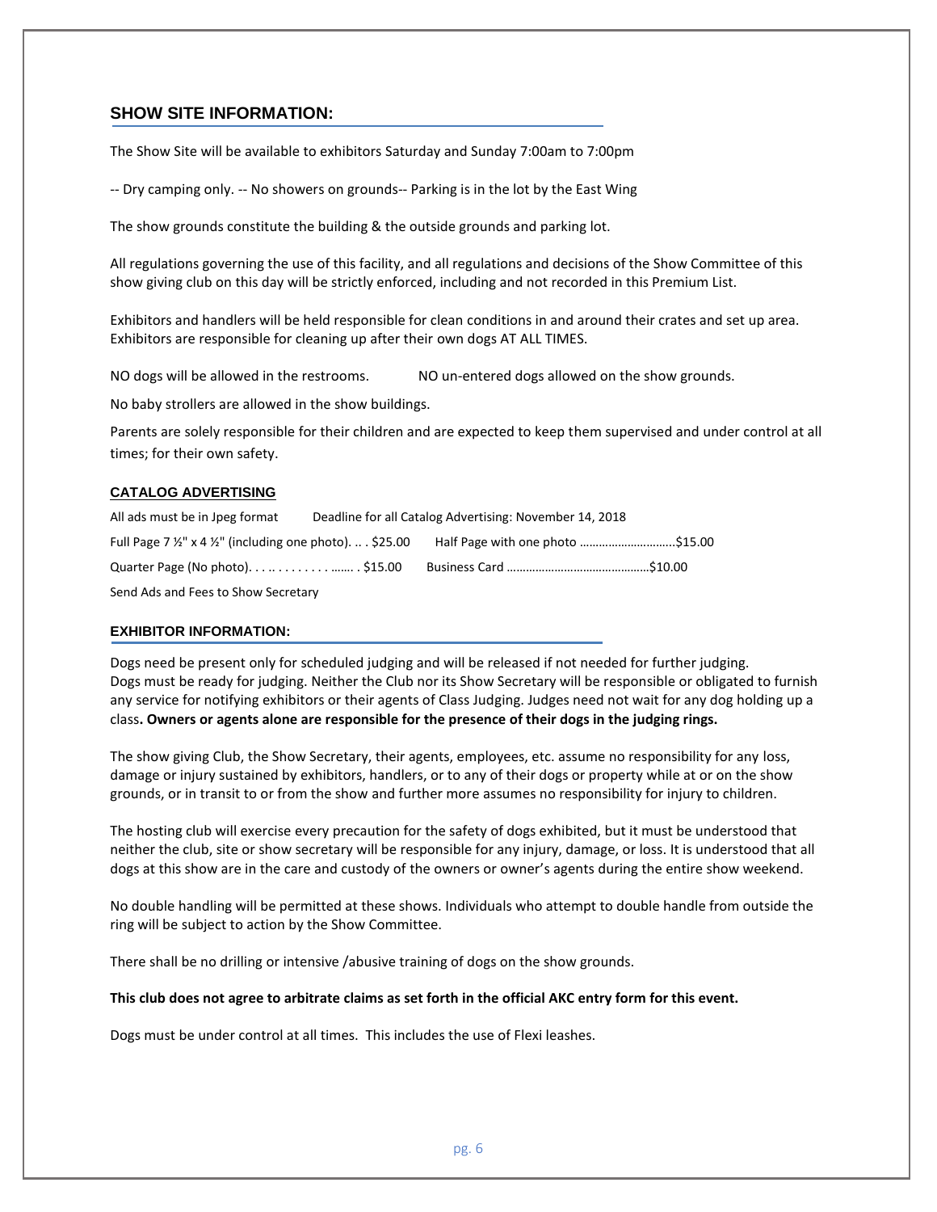## SHOW SITE INFORMATION:

The Show Site will be available to exhibitors Saturday and Sunday 7:00am to 7:00pm

-- Dry camping only. -- No showers on grounds-- Parking is in the lot by the East Wing

The show grounds constitute the building & the outside grounds and parking lot.

All regulations governing the use of this facility, and all regulations and decisions of the Show Committee of this show giving club on this day will be strictly enforced, including and not recorded in this Premium List.

Exhibitors and handlers will be held responsible for clean conditions in and around their crates and set up area. Exhibitors are responsible for cleaning up after their own dogs AT ALL TIMES.

NO dogs will be allowed in the restrooms. NO un-entered dogs allowed on the show grounds.

No baby strollers are allowed in the show buildings.

Parents are solely responsible for their children and are expected to keep them supervised and under control at all times; for their own safety.

### CATALOG ADVERTISING

All ads must be in Jpeg format     Deadline for all Catalog Advertising: November 14, 2018

Full Page 7 ½" x 4 ½" (including one photo). .. . $25.00     Half Page with one photo ………………………..$15.00

Quarter Page (No photo). . . .. . . . . . . . ….. . $15.00     Business Card ……………………………………$10.00

Send Ads and Fees to Show Secretary

## EXHIBITOR INFORMATION:

Dogs need be present only for scheduled judging and will be released if not needed for further judging. Dogs must be ready for judging. Neither the Club nor its Show Secretary will be responsible or obligated to furnish any service for notifying exhibitors or their agents of Class Judging. Judges need not wait for any dog holding up a class**. Owners or agents alone are responsible for the presence of their dogs in the judging rings.**

The show giving Club, the Show Secretary, their agents, employees, etc. assume no responsibility for any loss, damage or injury sustained by exhibitors, handlers, or to any of their dogs or property while at or on the show grounds, or in transit to or from the show and further more assumes no responsibility for injury to children.

The hosting club will exercise every precaution for the safety of dogs exhibited, but it must be understood that neither the club, site or show secretary will be responsible for any injury, damage, or loss. It is understood that all dogs at this show are in the care and custody of the owners or owner's agents during the entire show weekend.

No double handling will be permitted at these shows. Individuals who attempt to double handle from outside the ring will be subject to action by the Show Committee.

There shall be no drilling or intensive /abusive training of dogs on the show grounds.

**This club does not agree to arbitrate claims as set forth in the official AKC entry form for this event.**

Dogs must be under control at all times. This includes the use of Flexi leashes.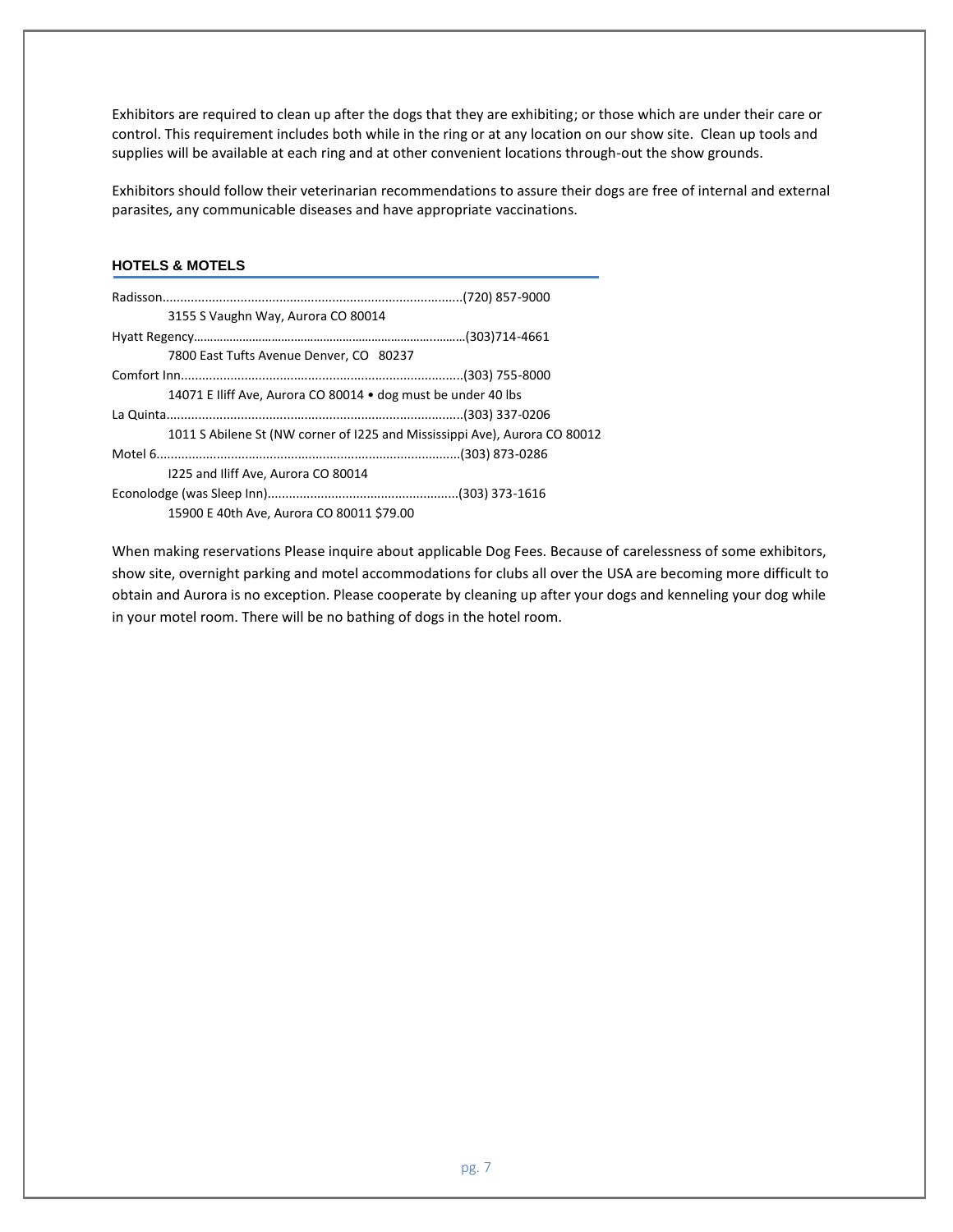Exhibitors are required to clean up after the dogs that they are exhibiting; or those which are under their care or control. This requirement includes both while in the ring or at any location on our show site. Clean up tools and supplies will be available at each ring and at other convenient locations through-out the show grounds.

Exhibitors should follow their veterinarian recommendations to assure their dogs are free of internal and external parasites, any communicable diseases and have appropriate vaccinations.

## HOTELS & MOTELS

Radisson........................................................................................(720) 857-9000
3155 S Vaughn Way, Aurora CO 80014

Hyatt Regency……………………………………………………………………….……(303)714-4661
7800 East Tufts Avenue Denver, CO 80237

Comfort Inn....................................................................................(303) 755-8000
14071 E Iliff Ave, Aurora CO 80014 • dog must be under 40 lbs

La Quinta.......................................................................................(303) 337-0206
1011 S Abilene St (NW corner of I225 and Mississippi Ave), Aurora CO 80012

Motel 6..........................................................................................(303) 873-0286
I225 and Iliff Ave, Aurora CO 80014

Econolodge (was Sleep Inn).......................................................(303) 373-1616
15900 E 40th Ave, Aurora CO 80011 $79.00

When making reservations Please inquire about applicable Dog Fees. Because of carelessness of some exhibitors, show site, overnight parking and motel accommodations for clubs all over the USA are becoming more difficult to obtain and Aurora is no exception. Please cooperate by cleaning up after your dogs and kenneling your dog while in your motel room. There will be no bathing of dogs in the hotel room.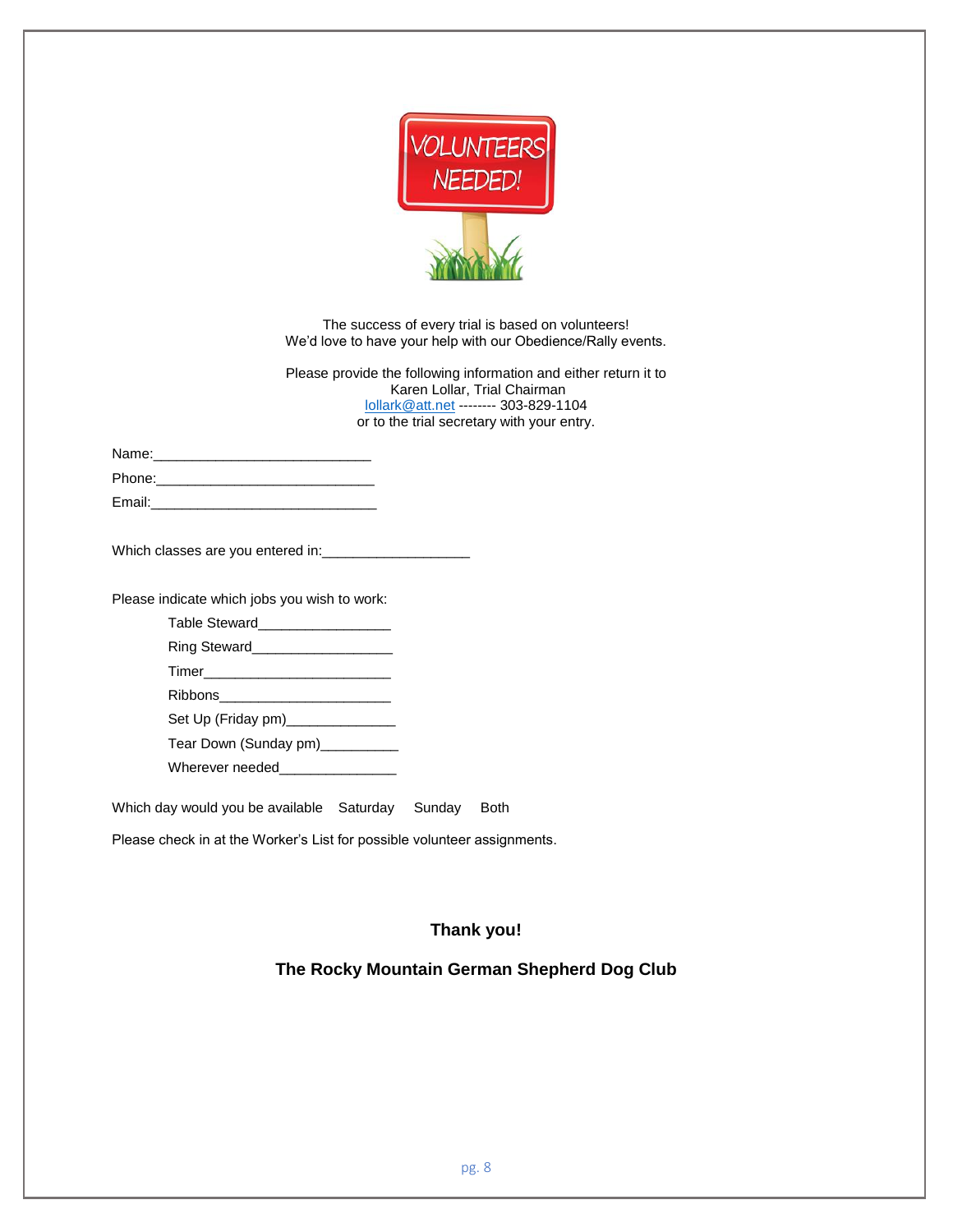The success of every trial is based on volunteers!
We'd love to have your help with our Obedience/Rally events.

Please provide the following information and either return it to
Karen Lollar, Trial Chairman
lollark@att.net -------- 303-829-1104
or to the trial secretary with your entry.

Name:____________________________

Phone:____________________________

Email:_____________________________

Which classes are you entered in:___________________

Please indicate which jobs you wish to work:

Table Steward_________________

Ring Steward__________________

Timer_________________________

Ribbons______________________

Set Up (Friday pm)______________

Tear Down (Sunday pm)__________

Wherever needed_______________

Which day would you be available  Saturday  Sunday  Both

Please check in at the Worker's List for possible volunteer assignments.

**Thank you!**

**The Rocky Mountain German Shepherd Dog Club**